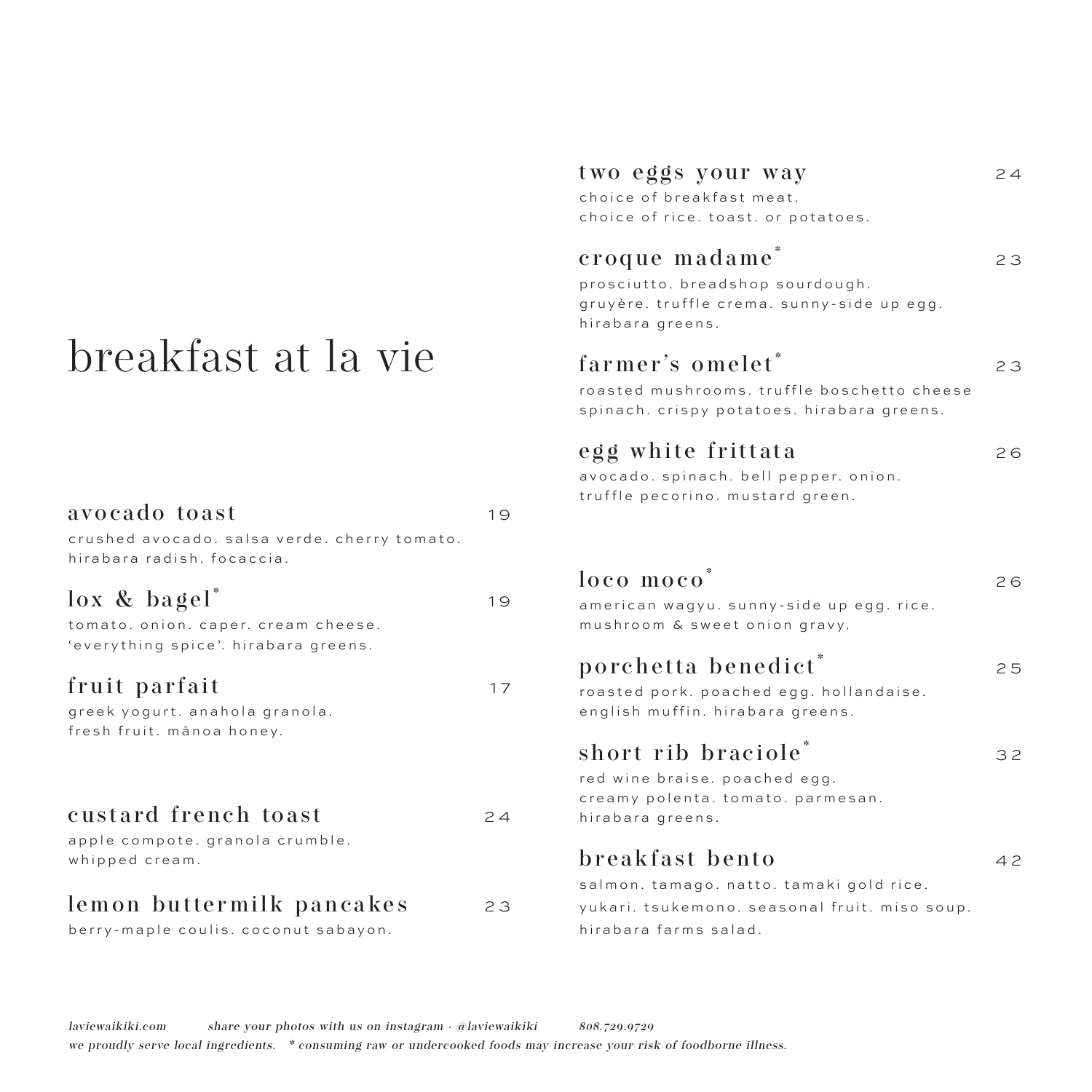# breakfast at la vie

**avocado toast** 19
crushed avocado. salsa verde. cherry tomato. hirabara radish. focaccia.

**lox & bagel*** 19
tomato. onion. caper. cream cheese. 'everything spice'. hirabara greens.

**fruit parfait** 17
greek yogurt. anahola granola. fresh fruit. mānoa honey.

**custard french toast** 24
apple compote. granola crumble. whipped cream.

**lemon buttermilk pancakes** 23
berry-maple coulis. coconut sabayon.

**two eggs your way** 24
choice of breakfast meat. choice of rice. toast. or potatoes.

**croque madame*** 23
prosciutto. breadshop sourdough. gruyère. truffle crema. sunny-side up egg. hirabara greens.

**farmer's omelet*** 23
roasted mushrooms. truffle boschetto cheese spinach. crispy potatoes. hirabara greens.

**egg white frittata** 26
avocado. spinach. bell pepper. onion. truffle pecorino. mustard green.

**loco moco*** 26
american wagyu. sunny-side up egg. rice. mushroom & sweet onion gravy.

**porchetta benedict*** 25
roasted pork. poached egg. hollandaise. english muffin. hirabara greens.

**short rib braciole*** 32
red wine braise. poached egg. creamy polenta. tomato. parmesan. hirabara greens.

**breakfast bento** 42
salmon. tamago. natto. tamaki gold rice. yukari. tsukemono. seasonal fruit. miso soup. hirabara farms salad.

*laviewaikiki.com share your photos with us on instagram · @laviewaikiki 808.729.9729*

*we proudly serve local ingredients. * consuming raw or undercooked foods may increase your risk of foodborne illness.*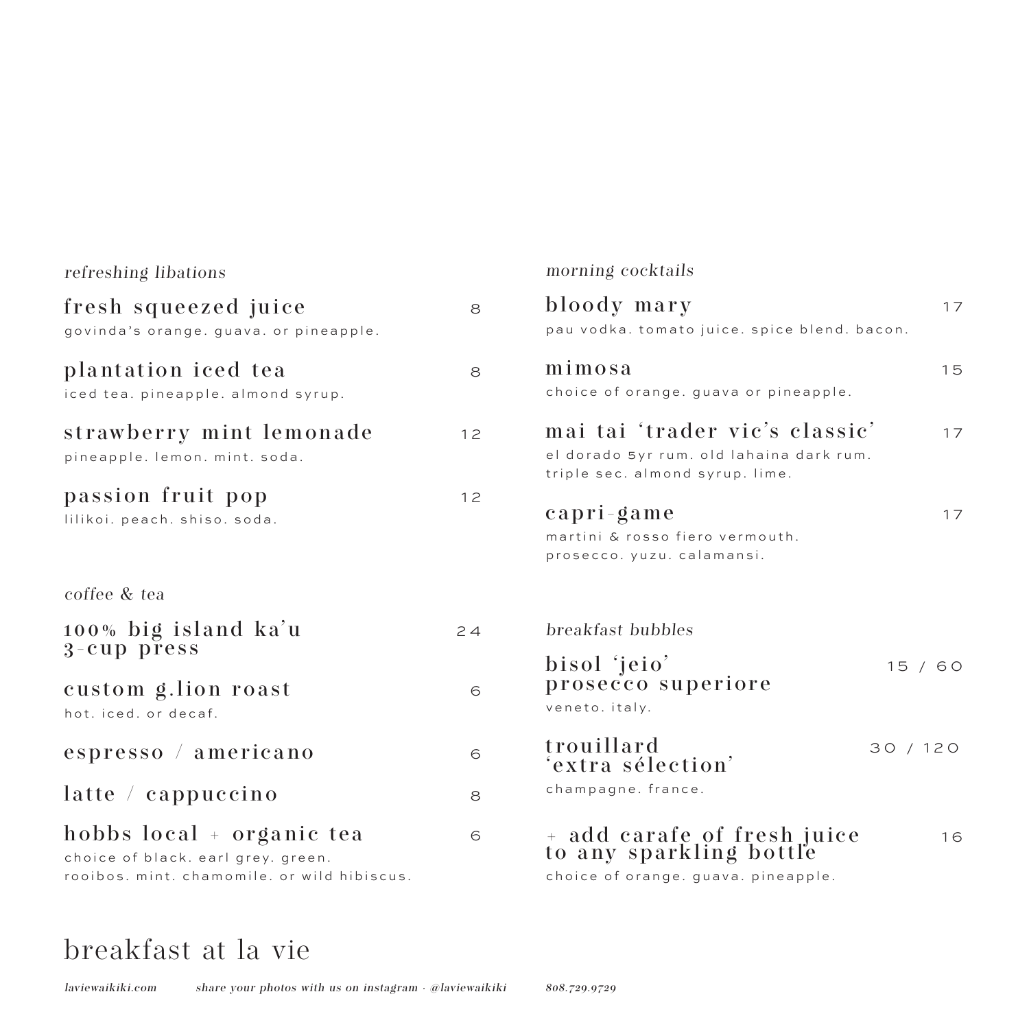## refreshing libations

**fresh squeezed juice** 8
govinda's orange. guava. or pineapple.

**plantation iced tea** 8
iced tea. pineapple. almond syrup.

**strawberry mint lemonade** 12
pineapple. lemon. mint. soda.

**passion fruit pop** 12
lilikoi. peach. shiso. soda.

## coffee & tea

**100% big island ka'u 3-cup press** 24

**custom g.lion roast** 6
hot. iced. or decaf.

**espresso / americano** 6

**latte / cappuccino** 8

**hobbs local + organic tea** 6
choice of black. earl grey. green.
rooibos. mint. chamomile. or wild hibiscus.

## morning cocktails

**bloody mary** 17
pau vodka. tomato juice. spice blend. bacon.

**mimosa** 15
choice of orange. guava or pineapple.

**mai tai 'trader vic's classic'** 17
el dorado 5yr rum. old lahaina dark rum.
triple sec. almond syrup. lime.

**capri-game** 17
martini & rosso fiero vermouth.
prosecco. yuzu. calamansi.

## breakfast bubbles

**bisol 'jeio' prosecco superiore** 15 / 60
veneto. italy.

**trouillard 'extra sélection'** 30 / 120
champagne. france.

**+ add carafe of fresh juice to any sparkling bottle** 16
choice of orange. guava. pineapple.

# breakfast at la vie

*laviewaikiki.com* *share your photos with us on instagram · @laviewaikiki* *808.729.9729*